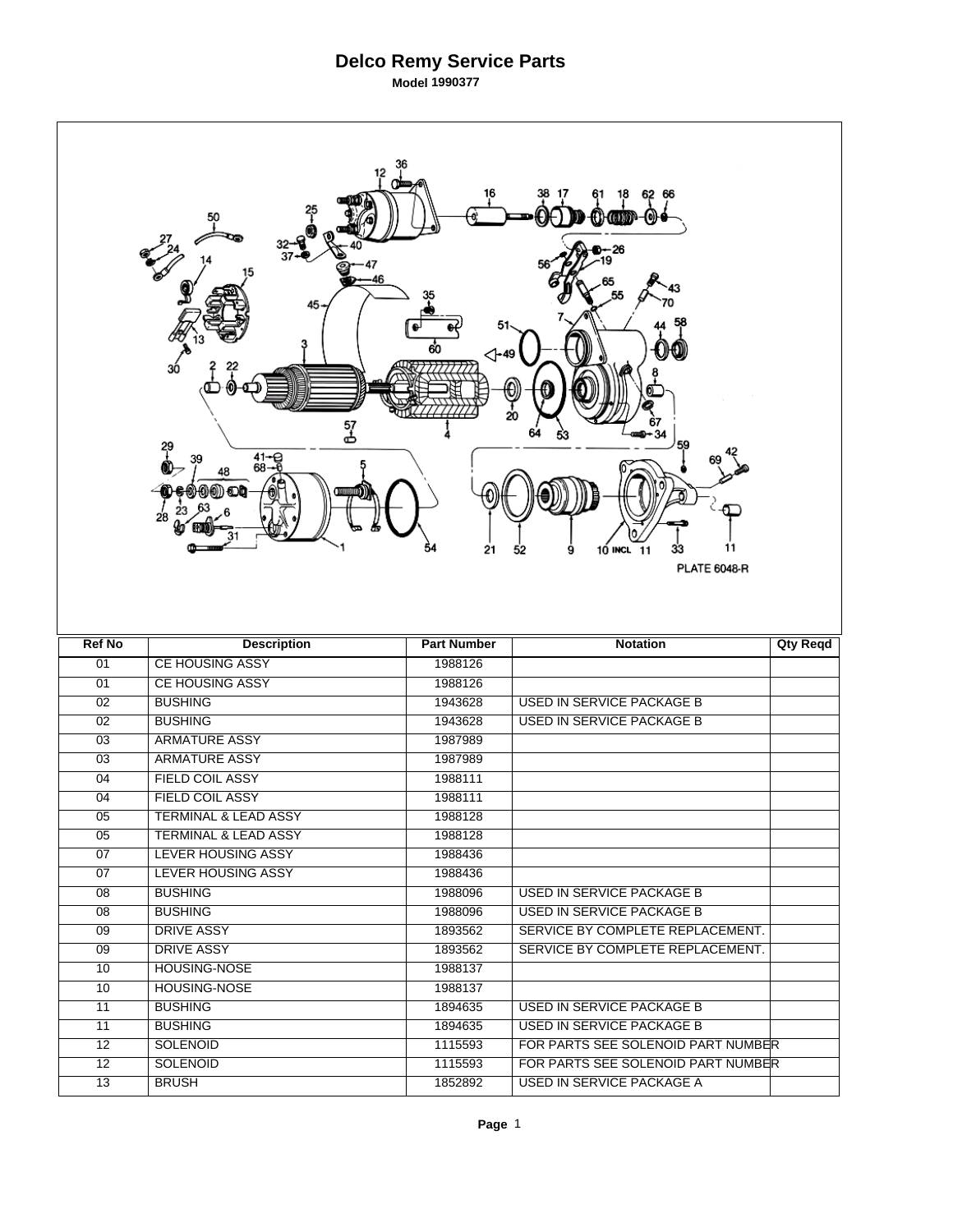# Delco Remy Service Parts

**Model 1990377**

PLATE 6048-R

| Ref No | Description | Part Number | Notation | Qty Reqd |
|---|---|---|---|---|
| 01 | CE HOUSING ASSY | 1988126 | | |
| 01 | CE HOUSING ASSY | 1988126 | | |
| 02 | BUSHING | 1943628 | USED IN SERVICE PACKAGE B | |
| 02 | BUSHING | 1943628 | USED IN SERVICE PACKAGE B | |
| 03 | ARMATURE ASSY | 1987989 | | |
| 03 | ARMATURE ASSY | 1987989 | | |
| 04 | FIELD COIL ASSY | 1988111 | | |
| 04 | FIELD COIL ASSY | 1988111 | | |
| 05 | TERMINAL & LEAD ASSY | 1988128 | | |
| 05 | TERMINAL & LEAD ASSY | 1988128 | | |
| 07 | LEVER HOUSING ASSY | 1988436 | | |
| 07 | LEVER HOUSING ASSY | 1988436 | | |
| 08 | BUSHING | 1988096 | USED IN SERVICE PACKAGE B | |
| 08 | BUSHING | 1988096 | USED IN SERVICE PACKAGE B | |
| 09 | DRIVE ASSY | 1893562 | SERVICE BY COMPLETE REPLACEMENT. | |
| 09 | DRIVE ASSY | 1893562 | SERVICE BY COMPLETE REPLACEMENT. | |
| 10 | HOUSING-NOSE | 1988137 | | |
| 10 | HOUSING-NOSE | 1988137 | | |
| 11 | BUSHING | 1894635 | USED IN SERVICE PACKAGE B | |
| 11 | BUSHING | 1894635 | USED IN SERVICE PACKAGE B | |
| 12 | SOLENOID | 1115593 | FOR PARTS SEE SOLENOID PART NUMBER | |
| 12 | SOLENOID | 1115593 | FOR PARTS SEE SOLENOID PART NUMBER | |
| 13 | BRUSH | 1852892 | USED IN SERVICE PACKAGE A | |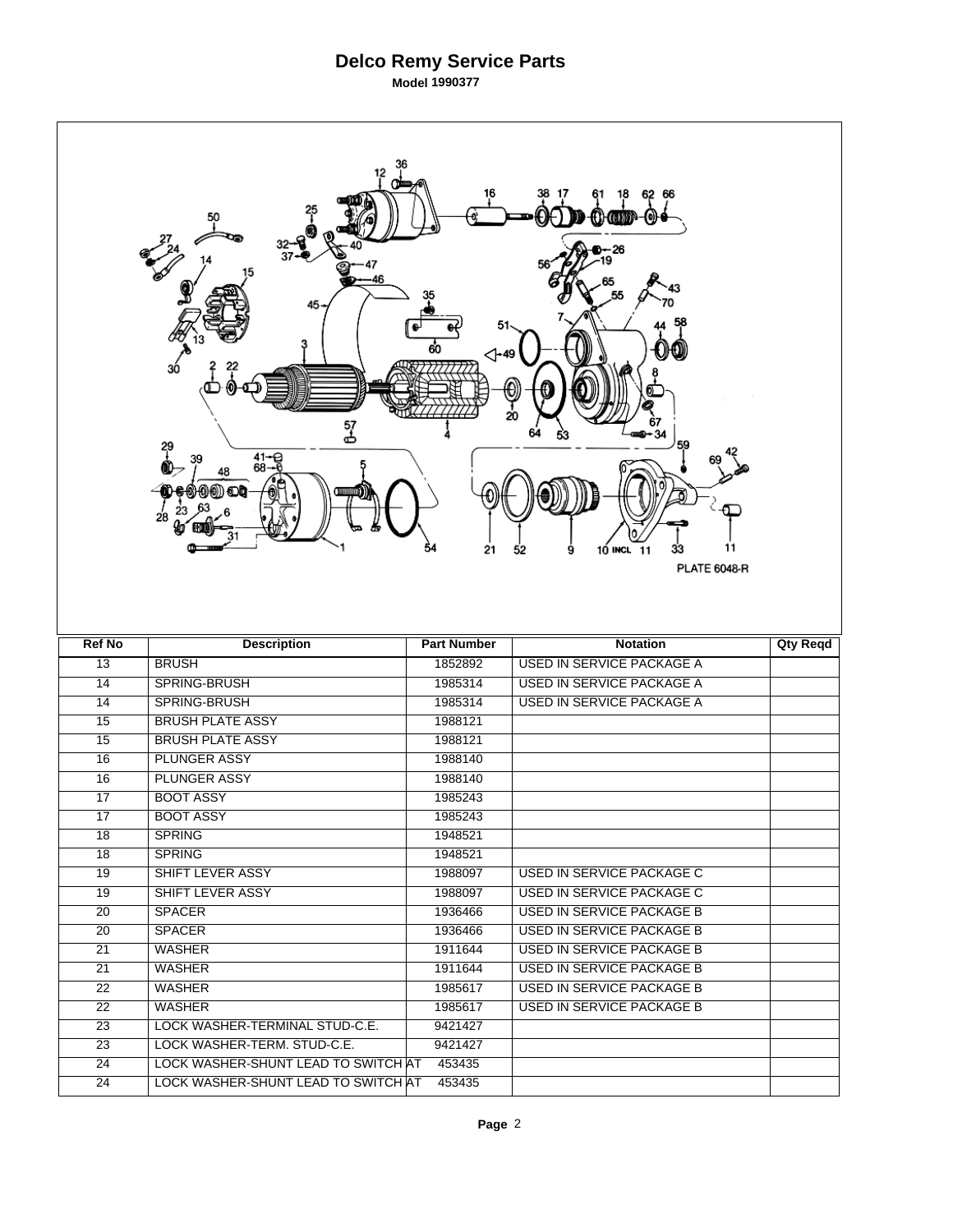# Delco Remy Service Parts

**Model 1990377**

PLATE 6048-R

| Ref No | Description | Part Number | Notation | Qty Reqd |
|---|---|---|---|---|
| 13 | BRUSH | 1852892 | USED IN SERVICE PACKAGE A | |
| 14 | SPRING-BRUSH | 1985314 | USED IN SERVICE PACKAGE A | |
| 14 | SPRING-BRUSH | 1985314 | USED IN SERVICE PACKAGE A | |
| 15 | BRUSH PLATE ASSY | 1988121 | | |
| 15 | BRUSH PLATE ASSY | 1988121 | | |
| 16 | PLUNGER ASSY | 1988140 | | |
| 16 | PLUNGER ASSY | 1988140 | | |
| 17 | BOOT ASSY | 1985243 | | |
| 17 | BOOT ASSY | 1985243 | | |
| 18 | SPRING | 1948521 | | |
| 18 | SPRING | 1948521 | | |
| 19 | SHIFT LEVER ASSY | 1988097 | USED IN SERVICE PACKAGE C | |
| 19 | SHIFT LEVER ASSY | 1988097 | USED IN SERVICE PACKAGE C | |
| 20 | SPACER | 1936466 | USED IN SERVICE PACKAGE B | |
| 20 | SPACER | 1936466 | USED IN SERVICE PACKAGE B | |
| 21 | WASHER | 1911644 | USED IN SERVICE PACKAGE B | |
| 21 | WASHER | 1911644 | USED IN SERVICE PACKAGE B | |
| 22 | WASHER | 1985617 | USED IN SERVICE PACKAGE B | |
| 22 | WASHER | 1985617 | USED IN SERVICE PACKAGE B | |
| 23 | LOCK WASHER-TERMINAL STUD-C.E. | 9421427 | | |
| 23 | LOCK WASHER-TERM. STUD-C.E. | 9421427 | | |
| 24 | LOCK WASHER-SHUNT LEAD TO SWITCH AT | 453435 | | |
| 24 | LOCK WASHER-SHUNT LEAD TO SWITCH AT | 453435 | | |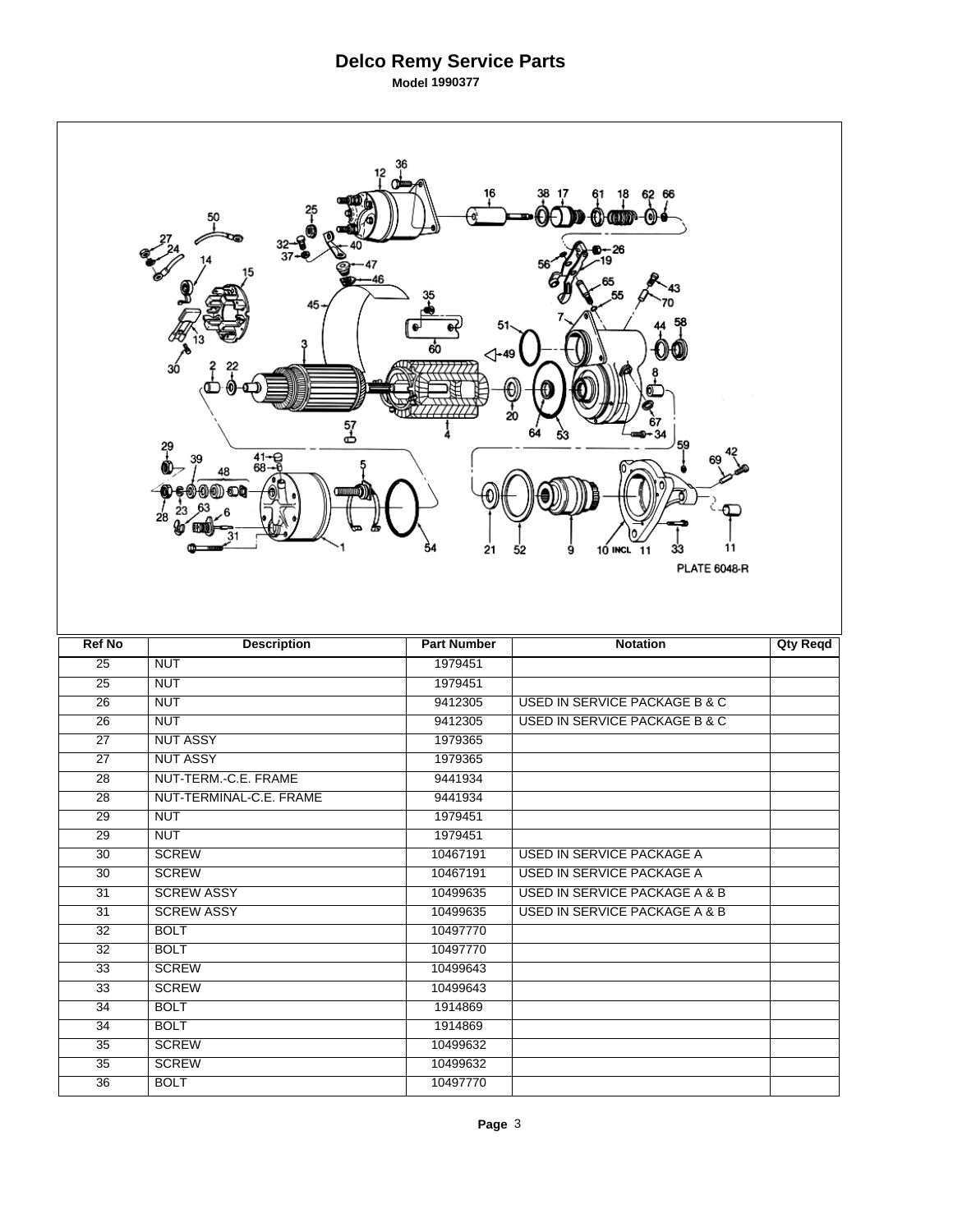# Delco Remy Service Parts

**Model 1990377**

| Ref No | Description | Part Number | Notation | Qty Reqd |
|---|---|---|---|---|
| 25 | NUT | 1979451 | | |
| 25 | NUT | 1979451 | | |
| 26 | NUT | 9412305 | USED IN SERVICE PACKAGE B & C | |
| 26 | NUT | 9412305 | USED IN SERVICE PACKAGE B & C | |
| 27 | NUT ASSY | 1979365 | | |
| 27 | NUT ASSY | 1979365 | | |
| 28 | NUT-TERM.-C.E. FRAME | 9441934 | | |
| 28 | NUT-TERMINAL-C.E. FRAME | 9441934 | | |
| 29 | NUT | 1979451 | | |
| 29 | NUT | 1979451 | | |
| 30 | SCREW | 10467191 | USED IN SERVICE PACKAGE A | |
| 30 | SCREW | 10467191 | USED IN SERVICE PACKAGE A | |
| 31 | SCREW ASSY | 10499635 | USED IN SERVICE PACKAGE A & B | |
| 31 | SCREW ASSY | 10499635 | USED IN SERVICE PACKAGE A & B | |
| 32 | BOLT | 10497770 | | |
| 32 | BOLT | 10497770 | | |
| 33 | SCREW | 10499643 | | |
| 33 | SCREW | 10499643 | | |
| 34 | BOLT | 1914869 | | |
| 34 | BOLT | 1914869 | | |
| 35 | SCREW | 10499632 | | |
| 35 | SCREW | 10499632 | | |
| 36 | BOLT | 10497770 | | |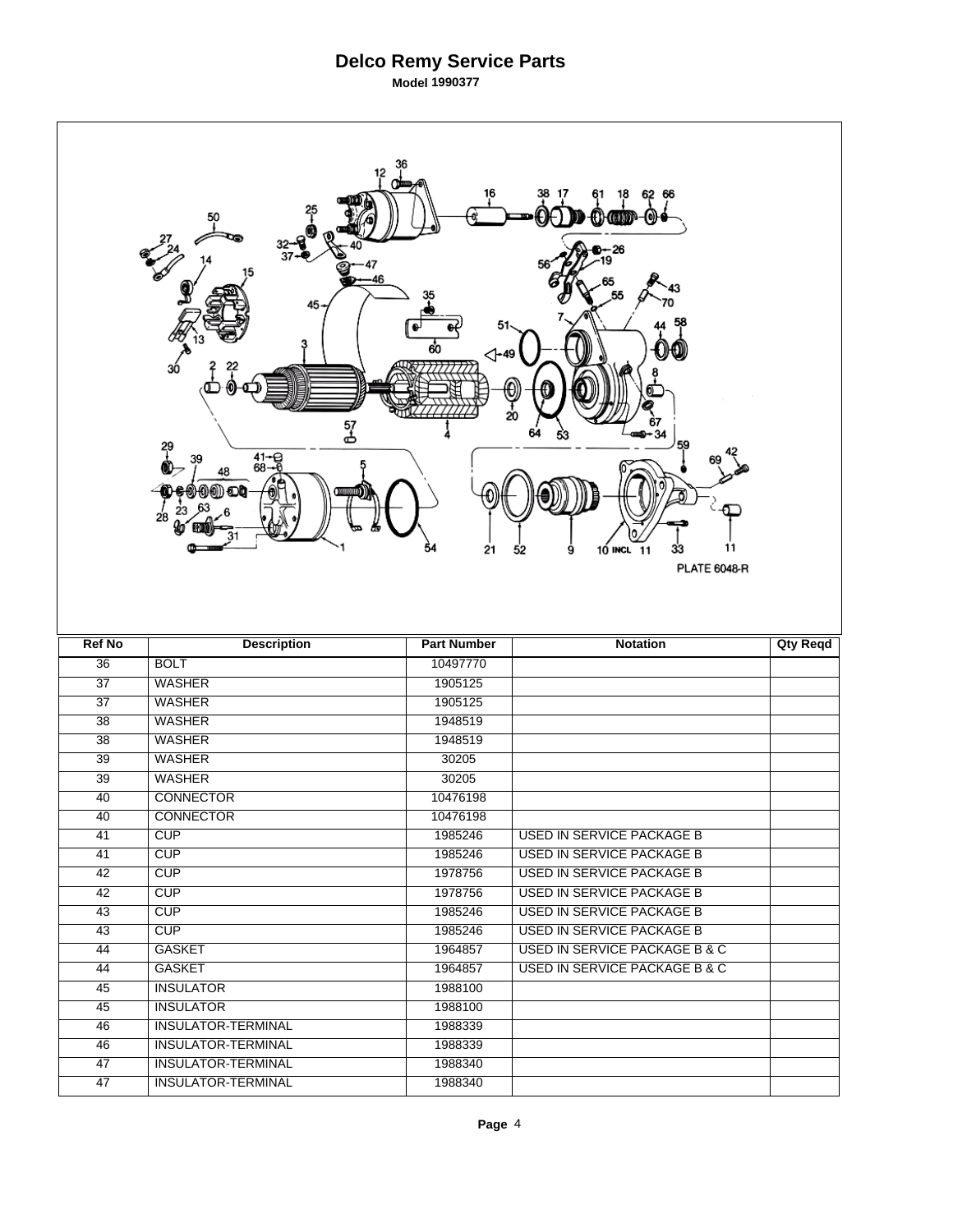# Delco Remy Service Parts

**Model 1990377**

PLATE 6048-R

| Ref No | Description | Part Number | Notation | Qty Reqd |
|---|---|---|---|---|
| 36 | BOLT | 10497770 | | |
| 37 | WASHER | 1905125 | | |
| 37 | WASHER | 1905125 | | |
| 38 | WASHER | 1948519 | | |
| 38 | WASHER | 1948519 | | |
| 39 | WASHER | 30205 | | |
| 39 | WASHER | 30205 | | |
| 40 | CONNECTOR | 10476198 | | |
| 40 | CONNECTOR | 10476198 | | |
| 41 | CUP | 1985246 | USED IN SERVICE PACKAGE B | |
| 41 | CUP | 1985246 | USED IN SERVICE PACKAGE B | |
| 42 | CUP | 1978756 | USED IN SERVICE PACKAGE B | |
| 42 | CUP | 1978756 | USED IN SERVICE PACKAGE B | |
| 43 | CUP | 1985246 | USED IN SERVICE PACKAGE B | |
| 43 | CUP | 1985246 | USED IN SERVICE PACKAGE B | |
| 44 | GASKET | 1964857 | USED IN SERVICE PACKAGE B & C | |
| 44 | GASKET | 1964857 | USED IN SERVICE PACKAGE B & C | |
| 45 | INSULATOR | 1988100 | | |
| 45 | INSULATOR | 1988100 | | |
| 46 | INSULATOR-TERMINAL | 1988339 | | |
| 46 | INSULATOR-TERMINAL | 1988339 | | |
| 47 | INSULATOR-TERMINAL | 1988340 | | |
| 47 | INSULATOR-TERMINAL | 1988340 | | |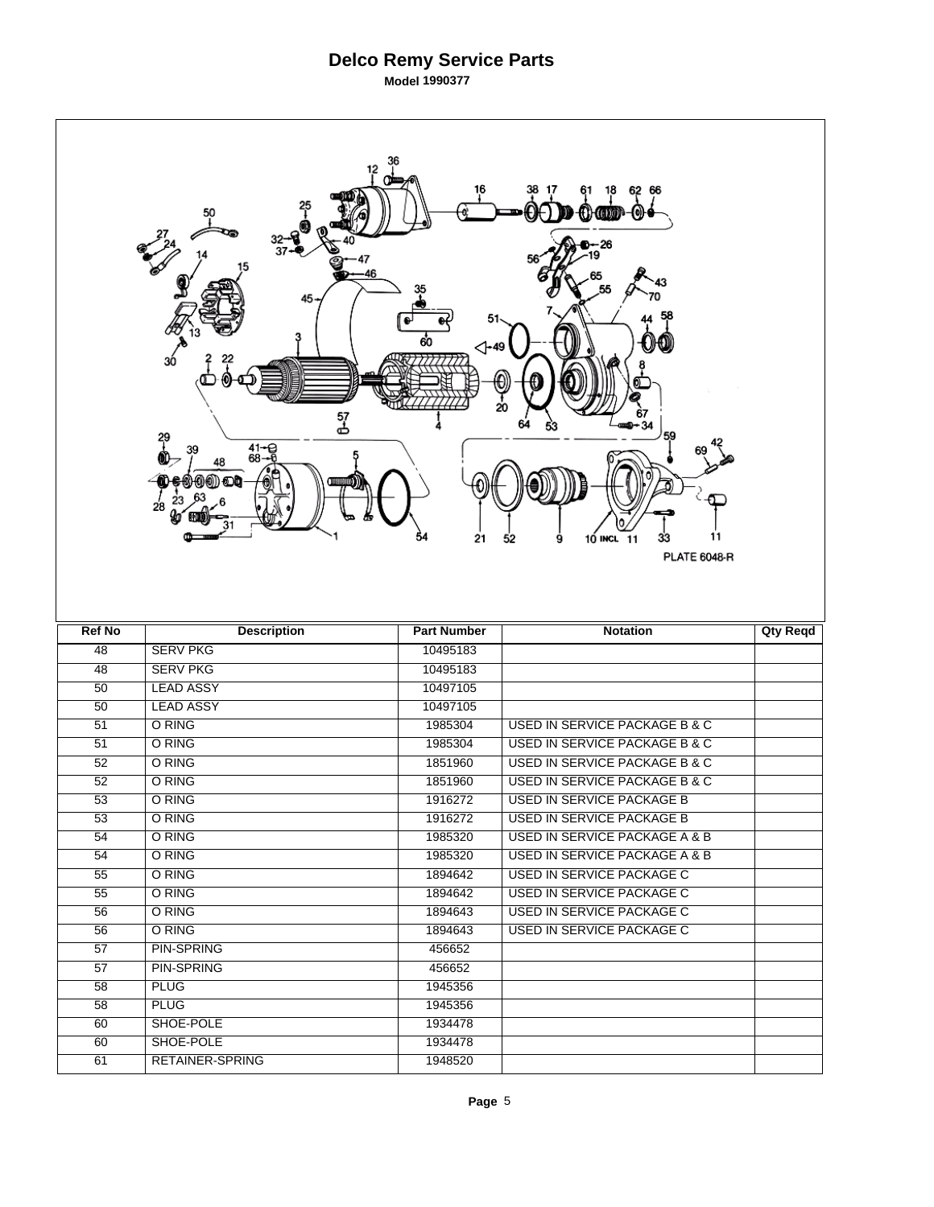# Delco Remy Service Parts

**Model 1990377**

PLATE 6048-R

| Ref No | Description | Part Number | Notation | Qty Reqd |
|---|---|---|---|---|
| 48 | SERV PKG | 10495183 | | |
| 48 | SERV PKG | 10495183 | | |
| 50 | LEAD ASSY | 10497105 | | |
| 50 | LEAD ASSY | 10497105 | | |
| 51 | O RING | 1985304 | USED IN SERVICE PACKAGE B & C | |
| 51 | O RING | 1985304 | USED IN SERVICE PACKAGE B & C | |
| 52 | O RING | 1851960 | USED IN SERVICE PACKAGE B & C | |
| 52 | O RING | 1851960 | USED IN SERVICE PACKAGE B & C | |
| 53 | O RING | 1916272 | USED IN SERVICE PACKAGE B | |
| 53 | O RING | 1916272 | USED IN SERVICE PACKAGE B | |
| 54 | O RING | 1985320 | USED IN SERVICE PACKAGE A & B | |
| 54 | O RING | 1985320 | USED IN SERVICE PACKAGE A & B | |
| 55 | O RING | 1894642 | USED IN SERVICE PACKAGE C | |
| 55 | O RING | 1894642 | USED IN SERVICE PACKAGE C | |
| 56 | O RING | 1894643 | USED IN SERVICE PACKAGE C | |
| 56 | O RING | 1894643 | USED IN SERVICE PACKAGE C | |
| 57 | PIN-SPRING | 456652 | | |
| 57 | PIN-SPRING | 456652 | | |
| 58 | PLUG | 1945356 | | |
| 58 | PLUG | 1945356 | | |
| 60 | SHOE-POLE | 1934478 | | |
| 60 | SHOE-POLE | 1934478 | | |
| 61 | RETAINER-SPRING | 1948520 | | |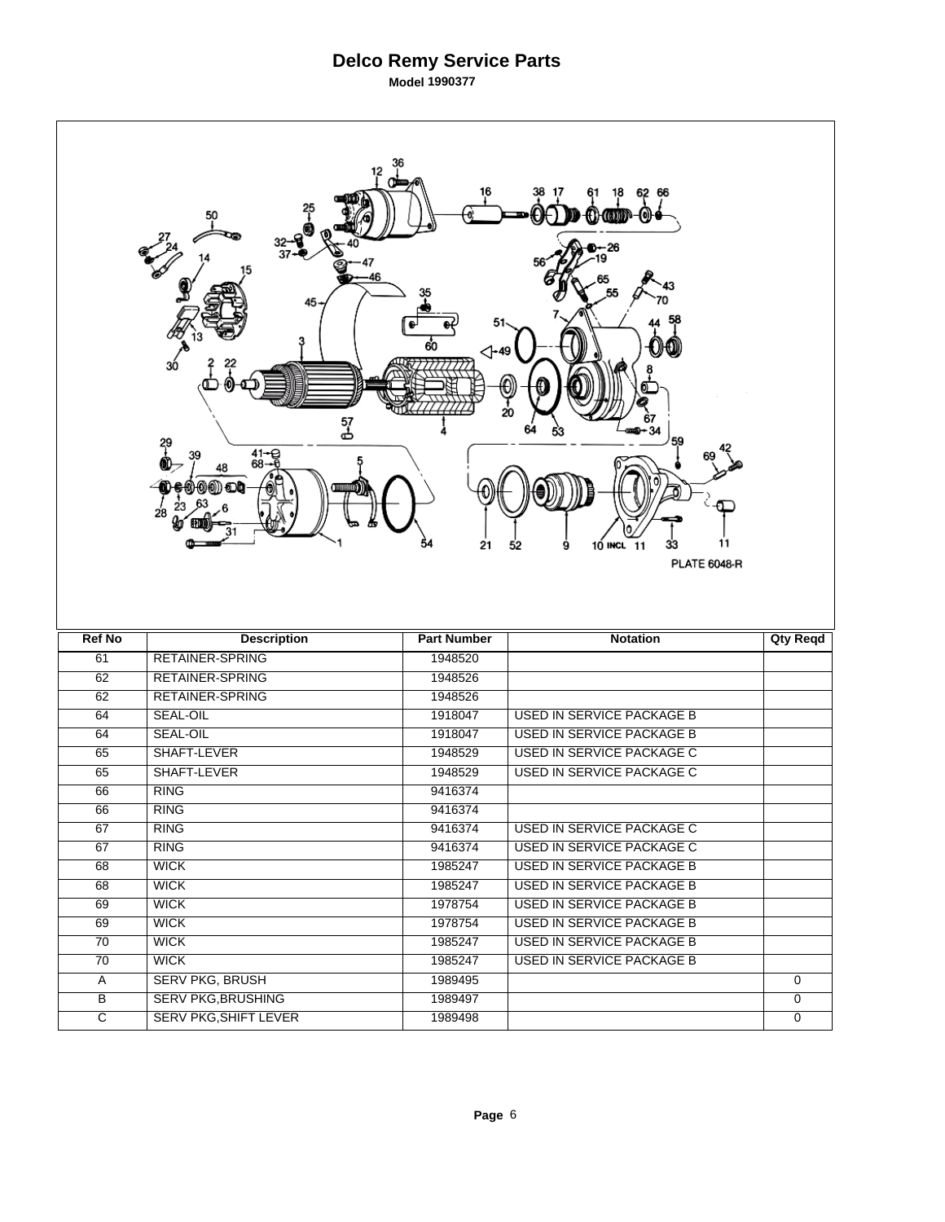# Delco Remy Service Parts

**Model 1990377**

12
36
16
38
17
61
18
62
66
50
25
27
24
32
37
40
26
14
47
19
56
15
46
65
43
45
35
55
70
7
58
51
44
60
13
49
3
30
2
22
8
20
67
57
64
53
34
4
29
59
39
41
68
5
42
69
48
23
63
6
28
31
1
54
21
52
9
10 INCL 11
33
11

PLATE 6048-R

| Ref No | Description | Part Number | Notation | Qty Reqd |
|---|---|---|---|---|
| 61 | RETAINER-SPRING | 1948520 | | |
| 62 | RETAINER-SPRING | 1948526 | | |
| 62 | RETAINER-SPRING | 1948526 | | |
| 64 | SEAL-OIL | 1918047 | USED IN SERVICE PACKAGE B | |
| 64 | SEAL-OIL | 1918047 | USED IN SERVICE PACKAGE B | |
| 65 | SHAFT-LEVER | 1948529 | USED IN SERVICE PACKAGE C | |
| 65 | SHAFT-LEVER | 1948529 | USED IN SERVICE PACKAGE C | |
| 66 | RING | 9416374 | | |
| 66 | RING | 9416374 | | |
| 67 | RING | 9416374 | USED IN SERVICE PACKAGE C | |
| 67 | RING | 9416374 | USED IN SERVICE PACKAGE C | |
| 68 | WICK | 1985247 | USED IN SERVICE PACKAGE B | |
| 68 | WICK | 1985247 | USED IN SERVICE PACKAGE B | |
| 69 | WICK | 1978754 | USED IN SERVICE PACKAGE B | |
| 69 | WICK | 1978754 | USED IN SERVICE PACKAGE B | |
| 70 | WICK | 1985247 | USED IN SERVICE PACKAGE B | |
| 70 | WICK | 1985247 | USED IN SERVICE PACKAGE B | |
| A | SERV PKG, BRUSH | 1989495 | | 0 |
| B | SERV PKG,BRUSHING | 1989497 | | 0 |
| C | SERV PKG,SHIFT LEVER | 1989498 | | 0 |